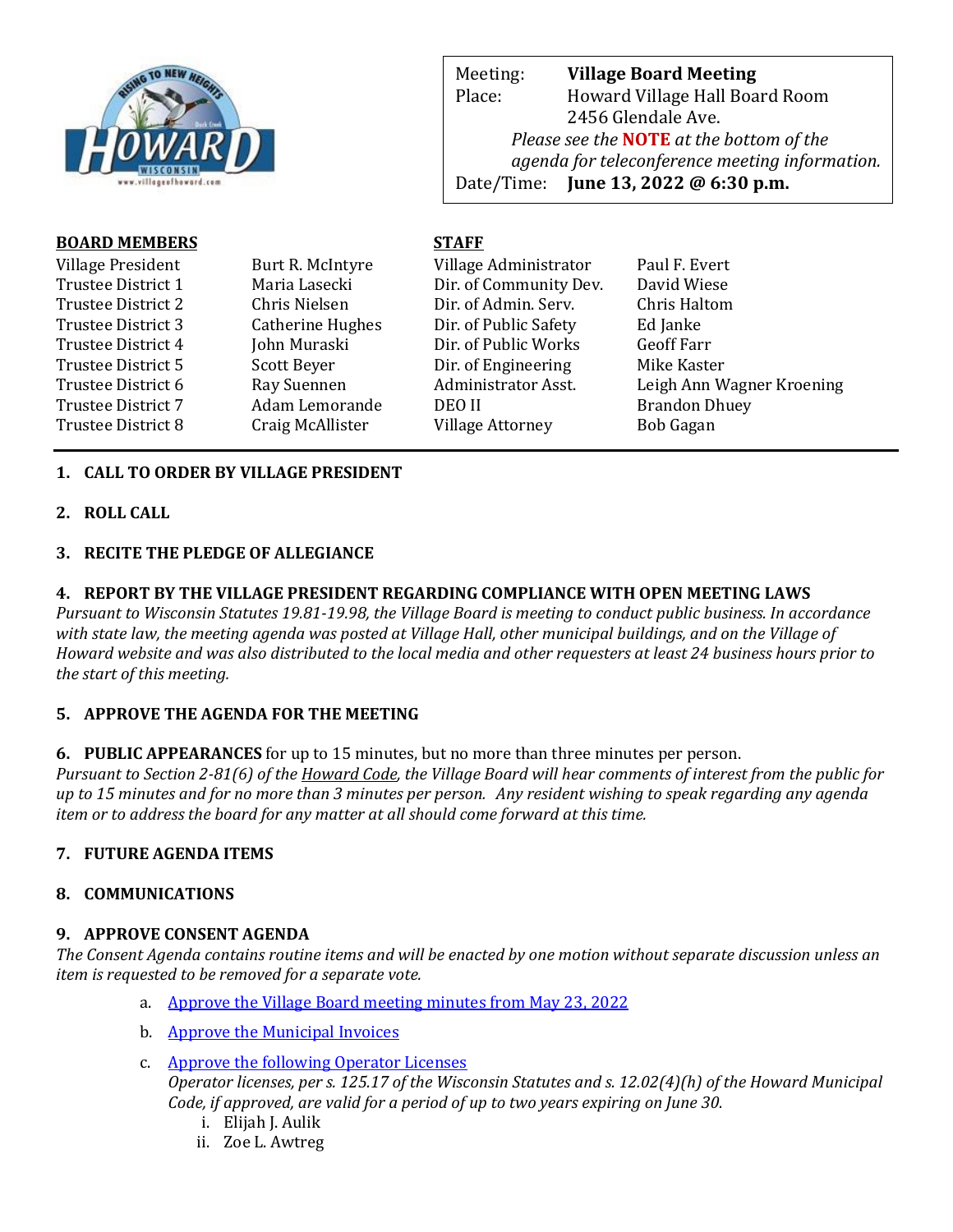| | |
|---|---|
| Meeting: | **Village Board Meeting** |
| Place: | Howard Village Hall Board Room<br>2456 Glendale Ave. |
| | *Please see the* ***NOTE*** *at the bottom of the agenda for teleconference meeting information.* |
| Date/Time: | **June 13, 2022 @ 6:30 p.m.** |

| **BOARD MEMBERS** | | **STAFF** | |
|---|---|---|---|
| Village President | Burt R. McIntyre | Village Administrator | Paul F. Evert |
| Trustee District 1 | Maria Lasecki | Dir. of Community Dev. | David Wiese |
| Trustee District 2 | Chris Nielsen | Dir. of Admin. Serv. | Chris Haltom |
| Trustee District 3 | Catherine Hughes | Dir. of Public Safety | Ed Janke |
| Trustee District 4 | John Muraski | Dir. of Public Works | Geoff Farr |
| Trustee District 5 | Scott Beyer | Dir. of Engineering | Mike Kaster |
| Trustee District 6 | Ray Suennen | Administrator Asst. | Leigh Ann Wagner Kroening |
| Trustee District 7 | Adam Lemorande | DEO II | Brandon Dhuey |
| Trustee District 8 | Craig McAllister | Village Attorney | Bob Gagan |

---

**1. CALL TO ORDER BY VILLAGE PRESIDENT**

**2. ROLL CALL**

**3. RECITE THE PLEDGE OF ALLEGIANCE**

**4. REPORT BY THE VILLAGE PRESIDENT REGARDING COMPLIANCE WITH OPEN MEETING LAWS**

*Pursuant to Wisconsin Statutes 19.81-19.98, the Village Board is meeting to conduct public business. In accordance with state law, the meeting agenda was posted at Village Hall, other municipal buildings, and on the Village of Howard website and was also distributed to the local media and other requesters at least 24 business hours prior to the start of this meeting.*

**5. APPROVE THE AGENDA FOR THE MEETING**

**6. PUBLIC APPEARANCES** for up to 15 minutes, but no more than three minutes per person.

*Pursuant to Section 2-81(6) of the Howard Code, the Village Board will hear comments of interest from the public for up to 15 minutes and for no more than 3 minutes per person. Any resident wishing to speak regarding any agenda item or to address the board for any matter at all should come forward at this time.*

**7. FUTURE AGENDA ITEMS**

**8. COMMUNICATIONS**

**9. APPROVE CONSENT AGENDA**

*The Consent Agenda contains routine items and will be enacted by one motion without separate discussion unless an item is requested to be removed for a separate vote.*

a. Approve the Village Board meeting minutes from May 23, 2022

b. Approve the Municipal Invoices

c. Approve the following Operator Licenses

*Operator licenses, per s. 125.17 of the Wisconsin Statutes and s. 12.02(4)(h) of the Howard Municipal Code, if approved, are valid for a period of up to two years expiring on June 30.*

i. Elijah J. Aulik

ii. Zoe L. Awtreg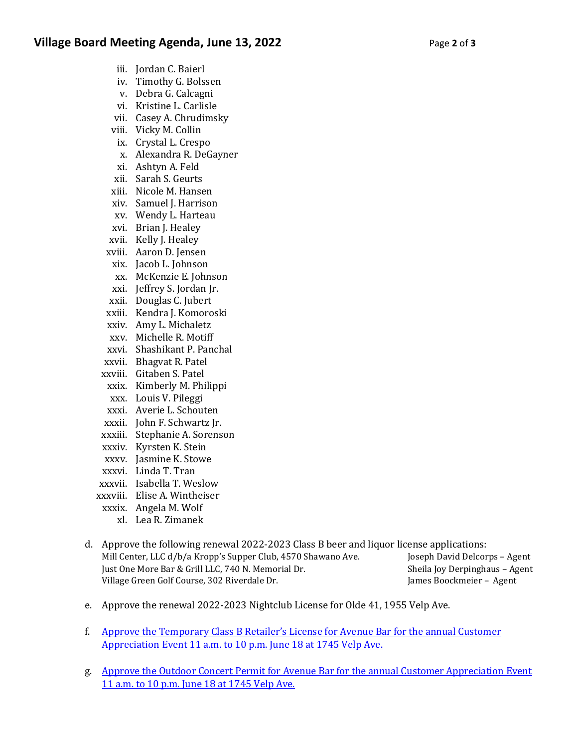iii. Jordan C. Baierl
iv. Timothy G. Bolssen
v. Debra G. Calcagni
vi. Kristine L. Carlisle
vii. Casey A. Chrudimsky
viii. Vicky M. Collin
ix. Crystal L. Crespo
x. Alexandra R. DeGayner
xi. Ashtyn A. Feld
xii. Sarah S. Geurts
xiii. Nicole M. Hansen
xiv. Samuel J. Harrison
xv. Wendy L. Harteau
xvi. Brian J. Healey
xvii. Kelly J. Healey
xviii. Aaron D. Jensen
xix. Jacob L. Johnson
xx. McKenzie E. Johnson
xxi. Jeffrey S. Jordan Jr.
xxii. Douglas C. Jubert
xxiii. Kendra J. Komoroski
xxiv. Amy L. Michaletz
xxv. Michelle R. Motiff
xxvi. Shashikant P. Panchal
xxvii. Bhagvat R. Patel
xxviii. Gitaben S. Patel
xxix. Kimberly M. Philippi
xxx. Louis V. Pileggi
xxxi. Averie L. Schouten
xxxii. John F. Schwartz Jr.
xxxiii. Stephanie A. Sorenson
xxxiv. Kyrsten K. Stein
xxxv. Jasmine K. Stowe
xxxvi. Linda T. Tran
xxxvii. Isabella T. Weslow
xxxviii. Elise A. Wintheiser
xxxix. Angela M. Wolf
xl. Lea R. Zimanek

d. Approve the following renewal 2022-2023 Class B beer and liquor license applications:

| | |
|---|---|
| Mill Center, LLC d/b/a Kropp's Supper Club, 4570 Shawano Ave. | Joseph David Delcorps – Agent |
| Just One More Bar & Grill LLC, 740 N. Memorial Dr. | Sheila Joy Derpinghaus – Agent |
| Village Green Golf Course, 302 Riverdale Dr. | James Boockmeier – Agent |

e. Approve the renewal 2022-2023 Nightclub License for Olde 41, 1955 Velp Ave.

f. Approve the Temporary Class B Retailer's License for Avenue Bar for the annual Customer Appreciation Event 11 a.m. to 10 p.m. June 18 at 1745 Velp Ave.

g. Approve the Outdoor Concert Permit for Avenue Bar for the annual Customer Appreciation Event 11 a.m. to 10 p.m. June 18 at 1745 Velp Ave.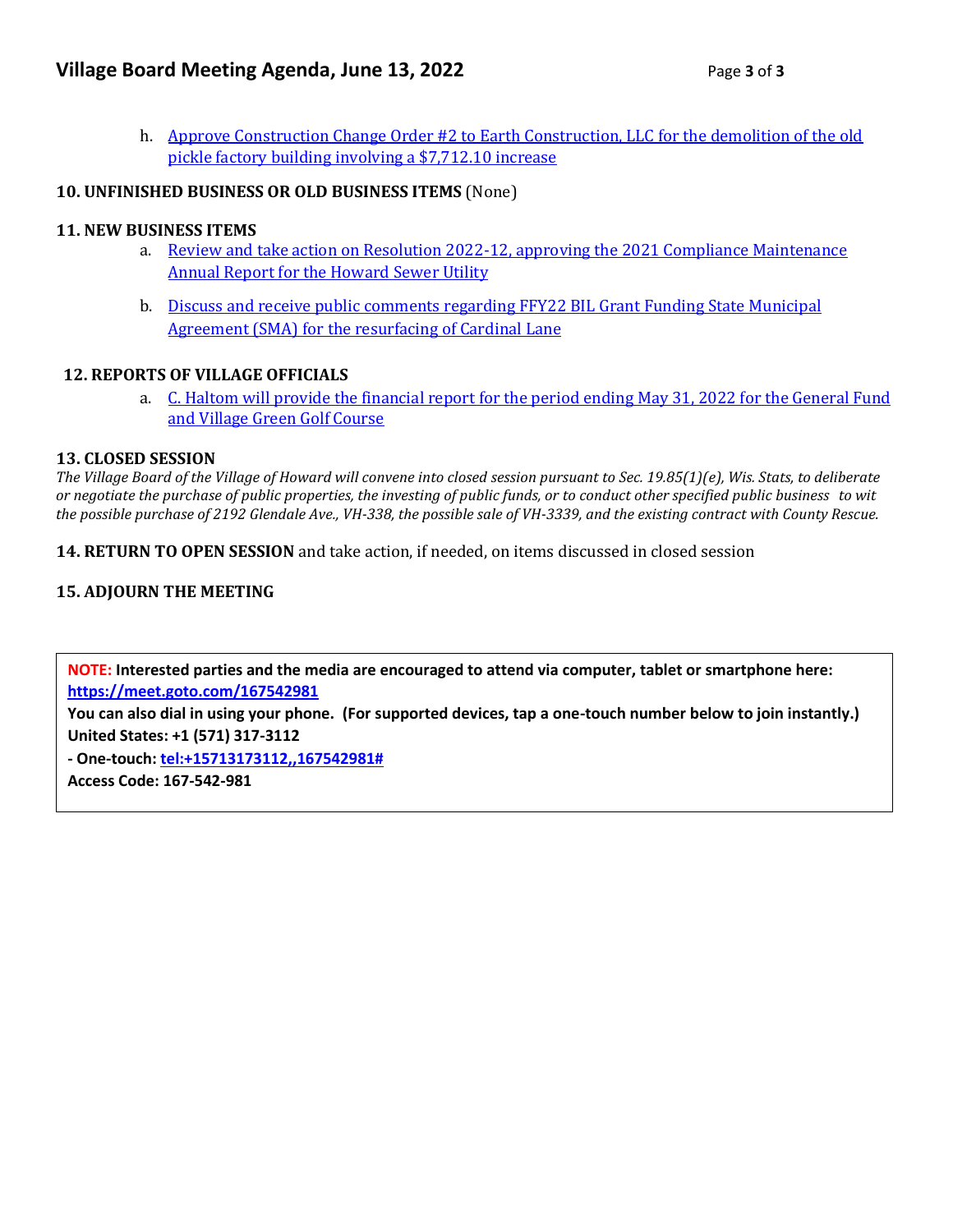h. [Approve Construction Change Order #2 to Earth Construction, LLC for the demolition of the old pickle factory building involving a $7,712.10 increase]

**10. UNFINISHED BUSINESS OR OLD BUSINESS ITEMS** (None)

**11. NEW BUSINESS ITEMS**

a. [Review and take action on Resolution 2022-12, approving the 2021 Compliance Maintenance Annual Report for the Howard Sewer Utility]

b. [Discuss and receive public comments regarding FFY22 BIL Grant Funding State Municipal Agreement (SMA) for the resurfacing of Cardinal Lane]

**12. REPORTS OF VILLAGE OFFICIALS**

a. [C. Haltom will provide the financial report for the period ending May 31, 2022 for the General Fund and Village Green Golf Course]

**13. CLOSED SESSION**

*The Village Board of the Village of Howard will convene into closed session pursuant to Sec. 19.85(1)(e), Wis. Stats, to deliberate or negotiate the purchase of public properties, the investing of public funds, or to conduct other specified public business to wit the possible purchase of 2192 Glendale Ave., VH-338, the possible sale of VH-3339, and the existing contract with County Rescue.*

**14. RETURN TO OPEN SESSION** and take action, if needed, on items discussed in closed session

**15. ADJOURN THE MEETING**

**NOTE: Interested parties and the media are encouraged to attend via computer, tablet or smartphone here: https://meet.goto.com/167542981**

**You can also dial in using your phone. (For supported devices, tap a one-touch number below to join instantly.)**

**United States: +1 (571) 317-3112**

**- One-touch: tel:+15713173112,,167542981#**

**Access Code: 167-542-981**